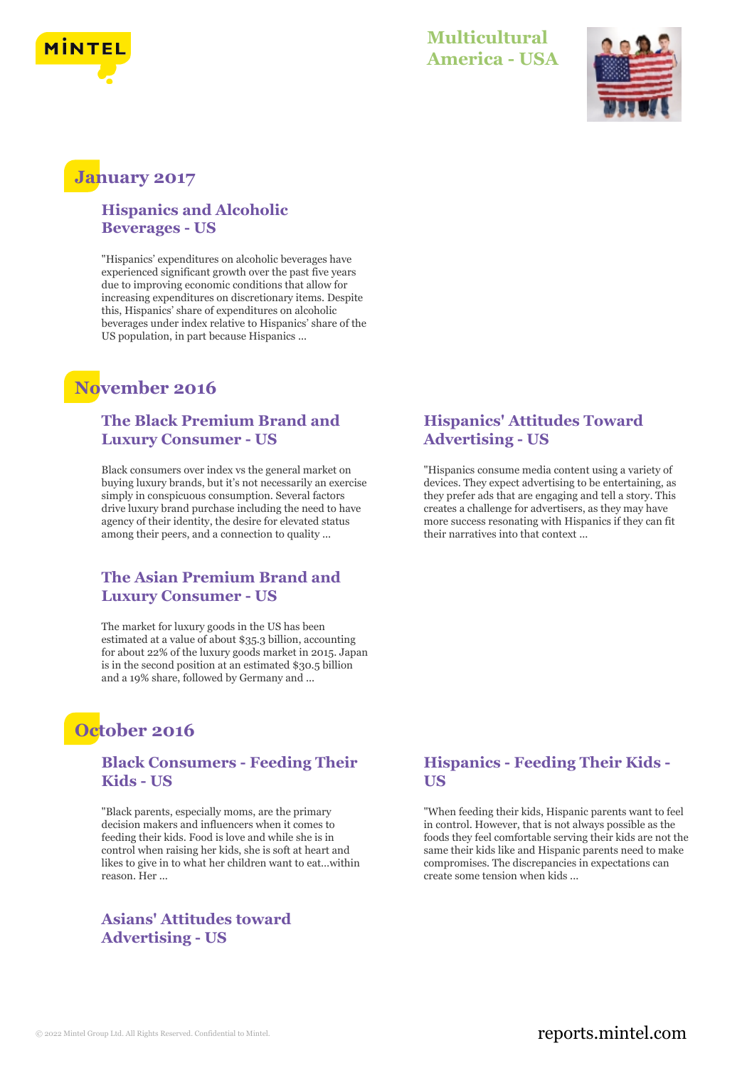# Multicultural America - USA

## January 2017

### Hispanics and Alcoholic Beverages - US

"Hispanics' expenditures on alcoholic beverages have experienced significant growth over the past five years due to improving economic conditions that allow for increasing expenditures on discretionary items. Despite this, Hispanics' share of expenditures on alcoholic beverages under index relative to Hispanics' share of the US population, in part because Hispanics ...

## November 2016

### The Black Premium Brand and Luxury Consumer - US

Black consumers over index vs the general market on buying luxury brands, but it's not necessarily an exercise simply in conspicuous consumption. Several factors drive luxury brand purchase including the need to have agency of their identity, the desire for elevated status among their peers, and a connection to quality ...

### The Asian Premium Brand and Luxury Consumer - US

The market for luxury goods in the US has been estimated at a value of about $35.3 billion, accounting for about 22% of the luxury goods market in 2015. Japan is in the second position at an estimated $30.5 billion and a 19% share, followed by Germany and ...

### Hispanics' Attitudes Toward Advertising - US

"Hispanics consume media content using a variety of devices. They expect advertising to be entertaining, as they prefer ads that are engaging and tell a story. This creates a challenge for advertisers, as they may have more success resonating with Hispanics if they can fit their narratives into that context ...

## October 2016

### Black Consumers - Feeding Their Kids - US

"Black parents, especially moms, are the primary decision makers and influencers when it comes to feeding their kids. Food is love and while she is in control when raising her kids, she is soft at heart and likes to give in to what her children want to eat...within reason. Her ...

### Asians' Attitudes toward Advertising - US

### Hispanics - Feeding Their Kids - US

"When feeding their kids, Hispanic parents want to feel in control. However, that is not always possible as the foods they feel comfortable serving their kids are not the same their kids like and Hispanic parents need to make compromises. The discrepancies in expectations can create some tension when kids ...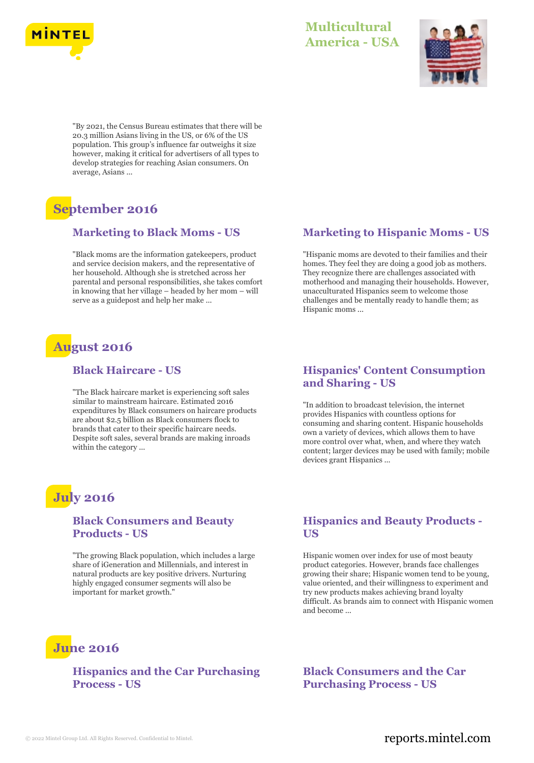"By 2021, the Census Bureau estimates that there will be 20.3 million Asians living in the US, or 6% of the US population. This group's influence far outweighs it size however, making it critical for advertisers of all types to develop strategies for reaching Asian consumers. On average, Asians ...

## September 2016

### Marketing to Black Moms - US

"Black moms are the information gatekeepers, product and service decision makers, and the representative of her household. Although she is stretched across her parental and personal responsibilities, she takes comfort in knowing that her village – headed by her mom – will serve as a guidepost and help her make ...

### Marketing to Hispanic Moms - US

"Hispanic moms are devoted to their families and their homes. They feel they are doing a good job as mothers. They recognize there are challenges associated with motherhood and managing their households. However, unacculturated Hispanics seem to welcome those challenges and be mentally ready to handle them; as Hispanic moms ...

## August 2016

### Black Haircare - US

"The Black haircare market is experiencing soft sales similar to mainstream haircare. Estimated 2016 expenditures by Black consumers on haircare products are about $2.5 billion as Black consumers flock to brands that cater to their specific haircare needs. Despite soft sales, several brands are making inroads within the category ...

### Hispanics' Content Consumption and Sharing - US

"In addition to broadcast television, the internet provides Hispanics with countless options for consuming and sharing content. Hispanic households own a variety of devices, which allows them to have more control over what, when, and where they watch content; larger devices may be used with family; mobile devices grant Hispanics ...

## July 2016

### Black Consumers and Beauty Products - US

"The growing Black population, which includes a large share of iGeneration and Millennials, and interest in natural products are key positive drivers. Nurturing highly engaged consumer segments will also be important for market growth."

### Hispanics and Beauty Products - US

Hispanic women over index for use of most beauty product categories. However, brands face challenges growing their share; Hispanic women tend to be young, value oriented, and their willingness to experiment and try new products makes achieving brand loyalty difficult. As brands aim to connect with Hispanic women and become ...

## June 2016

### Hispanics and the Car Purchasing Process - US

### Black Consumers and the Car Purchasing Process - US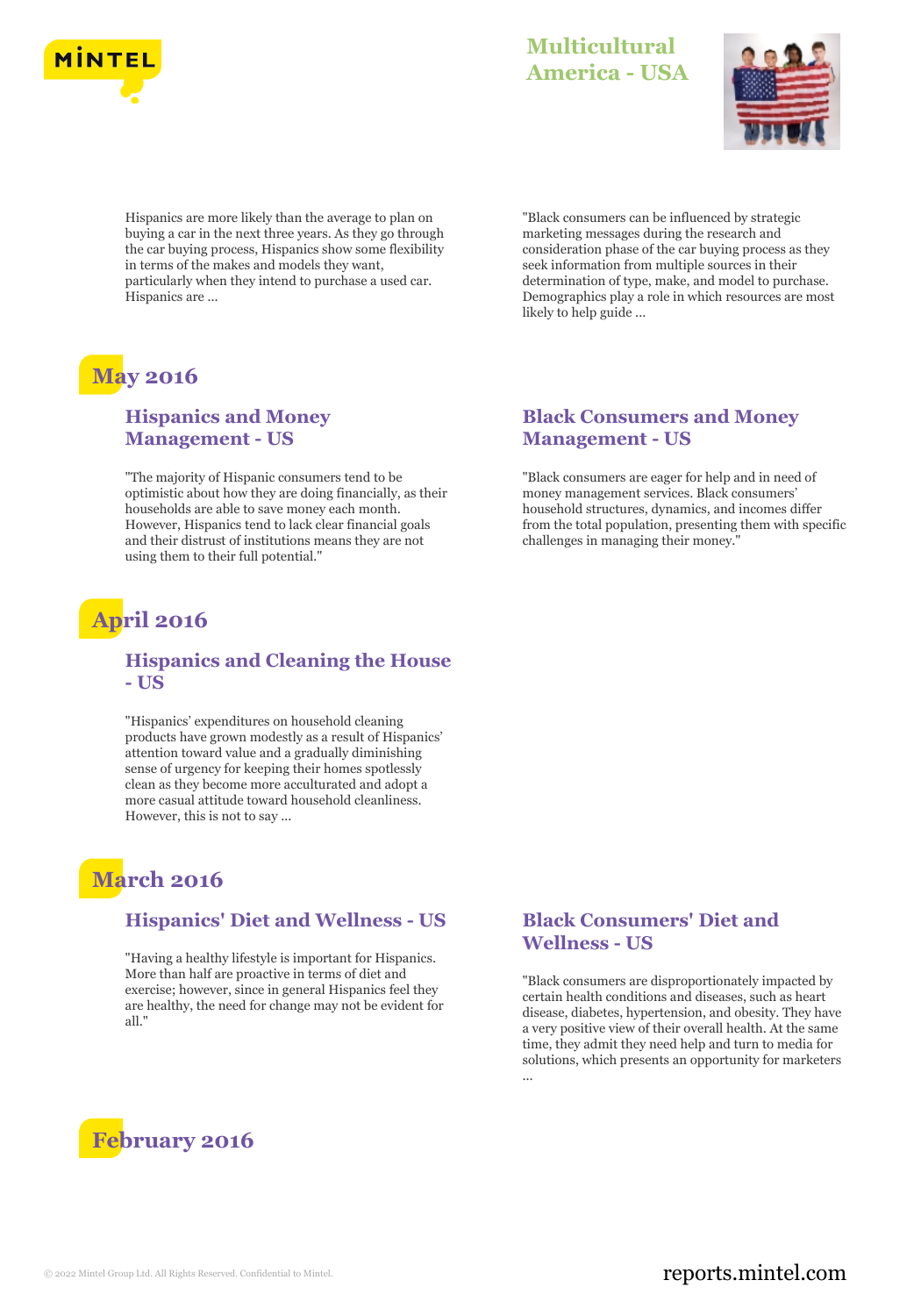Hispanics are more likely than the average to plan on buying a car in the next three years. As they go through the car buying process, Hispanics show some flexibility in terms of the makes and models they want, particularly when they intend to purchase a used car. Hispanics are ...

"Black consumers can be influenced by strategic marketing messages during the research and consideration phase of the car buying process as they seek information from multiple sources in their determination of type, make, and model to purchase. Demographics play a role in which resources are most likely to help guide ...

## May 2016

### Hispanics and Money Management - US

"The majority of Hispanic consumers tend to be optimistic about how they are doing financially, as their households are able to save money each month. However, Hispanics tend to lack clear financial goals and their distrust of institutions means they are not using them to their full potential."

### Black Consumers and Money Management - US

"Black consumers are eager for help and in need of money management services. Black consumers' household structures, dynamics, and incomes differ from the total population, presenting them with specific challenges in managing their money."

## April 2016

### Hispanics and Cleaning the House - US

"Hispanics' expenditures on household cleaning products have grown modestly as a result of Hispanics' attention toward value and a gradually diminishing sense of urgency for keeping their homes spotlessly clean as they become more acculturated and adopt a more casual attitude toward household cleanliness. However, this is not to say ...

## March 2016

### Hispanics' Diet and Wellness - US

"Having a healthy lifestyle is important for Hispanics. More than half are proactive in terms of diet and exercise; however, since in general Hispanics feel they are healthy, the need for change may not be evident for all."

### Black Consumers' Diet and Wellness - US

"Black consumers are disproportionately impacted by certain health conditions and diseases, such as heart disease, diabetes, hypertension, and obesity. They have a very positive view of their overall health. At the same time, they admit they need help and turn to media for solutions, which presents an opportunity for marketers ...

## February 2016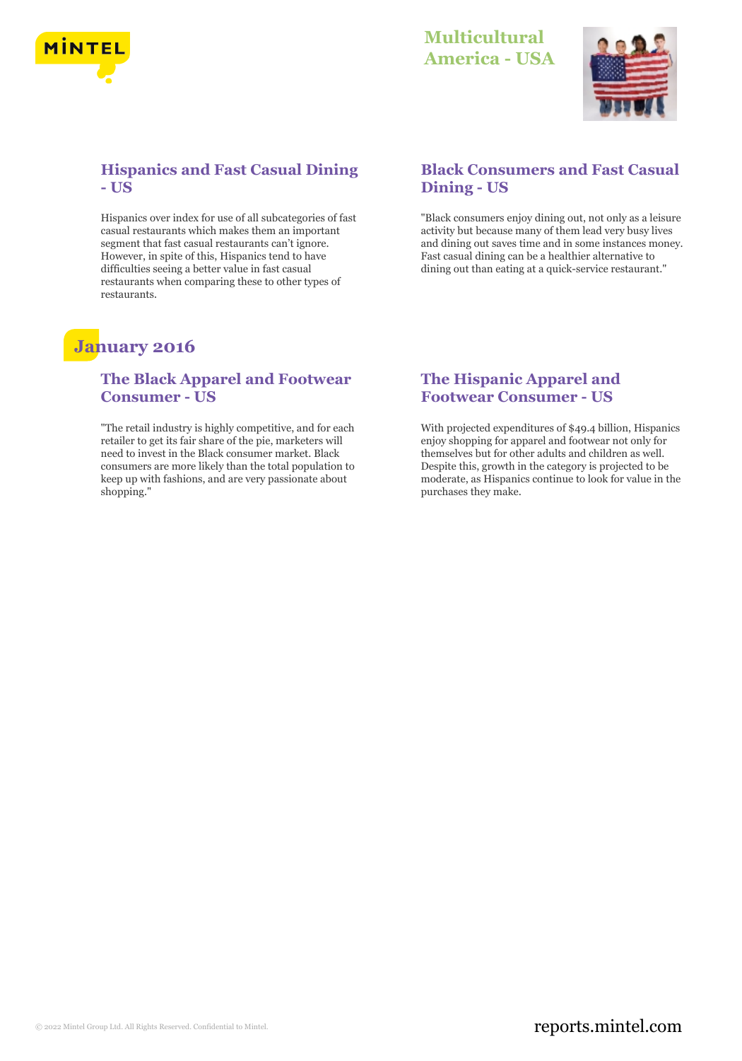## Hispanics and Fast Casual Dining - US

Hispanics over index for use of all subcategories of fast casual restaurants which makes them an important segment that fast casual restaurants can't ignore. However, in spite of this, Hispanics tend to have difficulties seeing a better value in fast casual restaurants when comparing these to other types of restaurants.

## Black Consumers and Fast Casual Dining - US

"Black consumers enjoy dining out, not only as a leisure activity but because many of them lead very busy lives and dining out saves time and in some instances money. Fast casual dining can be a healthier alternative to dining out than eating at a quick-service restaurant."

# January 2016

## The Black Apparel and Footwear Consumer - US

"The retail industry is highly competitive, and for each retailer to get its fair share of the pie, marketers will need to invest in the Black consumer market. Black consumers are more likely than the total population to keep up with fashions, and are very passionate about shopping."

## The Hispanic Apparel and Footwear Consumer - US

With projected expenditures of $49.4 billion, Hispanics enjoy shopping for apparel and footwear not only for themselves but for other adults and children as well. Despite this, growth in the category is projected to be moderate, as Hispanics continue to look for value in the purchases they make.